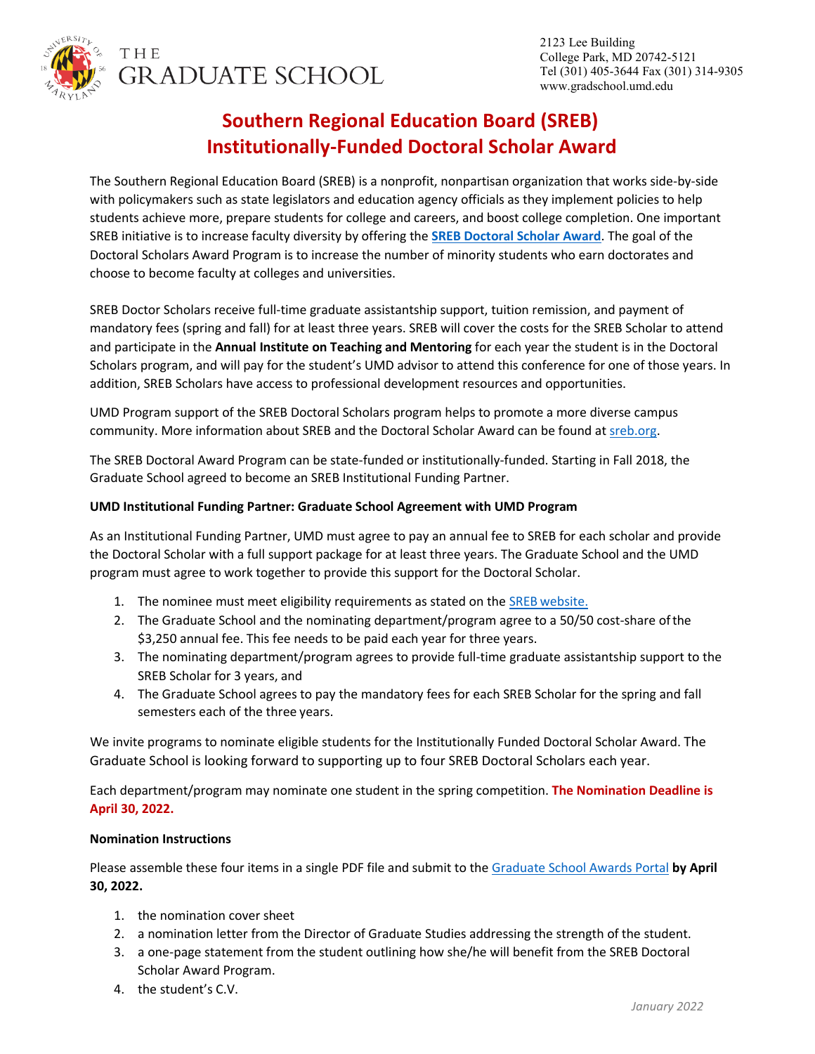THE GRADUATE SCHOOL

2123 Lee Building
College Park, MD 20742-5121
Tel (301) 405-3644 Fax (301) 314-9305
www.gradschool.umd.edu

# Southern Regional Education Board (SREB) Institutionally-Funded Doctoral Scholar Award

The Southern Regional Education Board (SREB) is a nonprofit, nonpartisan organization that works side-by-side with policymakers such as state legislators and education agency officials as they implement policies to help students achieve more, prepare students for college and careers, and boost college completion. One important SREB initiative is to increase faculty diversity by offering the **SREB Doctoral Scholar Award**. The goal of the Doctoral Scholars Award Program is to increase the number of minority students who earn doctorates and choose to become faculty at colleges and universities.

SREB Doctor Scholars receive full-time graduate assistantship support, tuition remission, and payment of mandatory fees (spring and fall) for at least three years. SREB will cover the costs for the SREB Scholar to attend and participate in the **Annual Institute on Teaching and Mentoring** for each year the student is in the Doctoral Scholars program, and will pay for the student's UMD advisor to attend this conference for one of those years. In addition, SREB Scholars have access to professional development resources and opportunities.

UMD Program support of the SREB Doctoral Scholars program helps to promote a more diverse campus community. More information about SREB and the Doctoral Scholar Award can be found at sreb.org.

The SREB Doctoral Award Program can be state-funded or institutionally-funded. Starting in Fall 2018, the Graduate School agreed to become an SREB Institutional Funding Partner.

**UMD Institutional Funding Partner: Graduate School Agreement with UMD Program**

As an Institutional Funding Partner, UMD must agree to pay an annual fee to SREB for each scholar and provide the Doctoral Scholar with a full support package for at least three years. The Graduate School and the UMD program must agree to work together to provide this support for the Doctoral Scholar.

1. The nominee must meet eligibility requirements as stated on the SREB website.
2. The Graduate School and the nominating department/program agree to a 50/50 cost-share of the $3,250 annual fee. This fee needs to be paid each year for three years.
3. The nominating department/program agrees to provide full-time graduate assistantship support to the SREB Scholar for 3 years, and
4. The Graduate School agrees to pay the mandatory fees for each SREB Scholar for the spring and fall semesters each of the three years.

We invite programs to nominate eligible students for the Institutionally Funded Doctoral Scholar Award. The Graduate School is looking forward to supporting up to four SREB Doctoral Scholars each year.

Each department/program may nominate one student in the spring competition. **The Nomination Deadline is April 30, 2022.**

**Nomination Instructions**

Please assemble these four items in a single PDF file and submit to the Graduate School Awards Portal **by April 30, 2022.**

1. the nomination cover sheet
2. a nomination letter from the Director of Graduate Studies addressing the strength of the student.
3. a one-page statement from the student outlining how she/he will benefit from the SREB Doctoral Scholar Award Program.
4. the student's C.V.

*January 2022*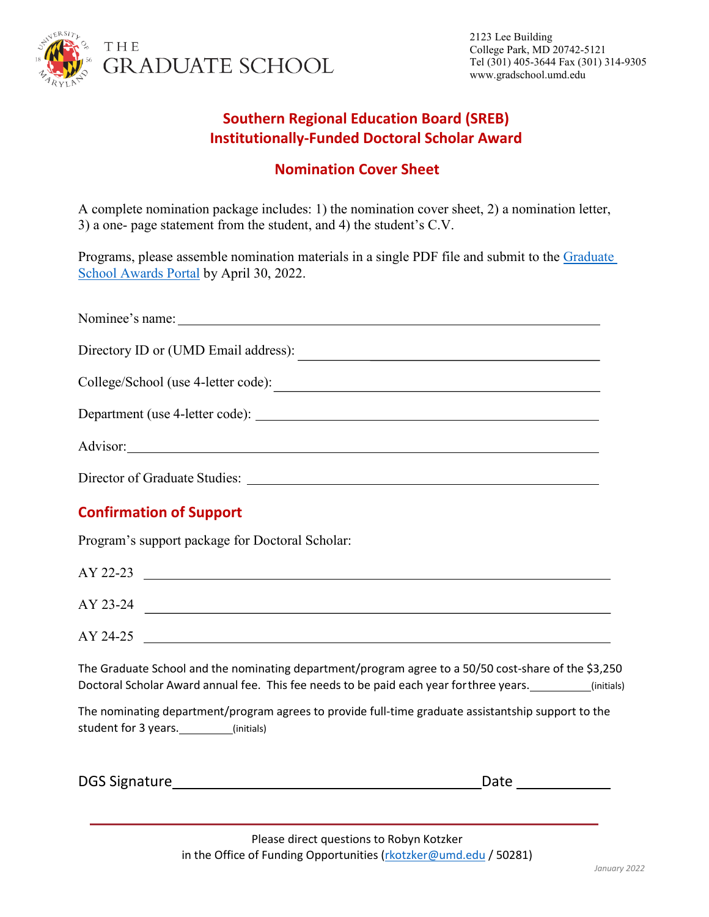THE GRADUATE SCHOOL

2123 Lee Building
College Park, MD 20742-5121
Tel (301) 405-3644 Fax (301) 314-9305
www.gradschool.umd.edu

# Southern Regional Education Board (SREB) Institutionally-Funded Doctoral Scholar Award

## Nomination Cover Sheet

A complete nomination package includes: 1) the nomination cover sheet, 2) a nomination letter, 3) a one- page statement from the student, and 4) the student's C.V.

Programs, please assemble nomination materials in a single PDF file and submit to the [Graduate School Awards Portal](#) by April 30, 2022.

Nominee's name: ____________________________________________

Directory ID or (UMD Email address): ______________________________

College/School (use 4-letter code): ________________________________

Department (use 4-letter code): ___________________________________

Advisor: _________________________________________________

Director of Graduate Studies: ______________________________________

## Confirmation of Support

Program's support package for Doctoral Scholar:

AY 22-23 ________________________________________________

AY 23-24 ________________________________________________

AY 24-25 ________________________________________________

The Graduate School and the nominating department/program agree to a 50/50 cost-share of the $3,250 Doctoral Scholar Award annual fee. This fee needs to be paid each year for three years. __________ (initials)

The nominating department/program agrees to provide full-time graduate assistantship support to the student for 3 years. _________ (initials)

DGS Signature ____________________________________ Date ____________

Please direct questions to Robyn Kotzker
in the Office of Funding Opportunities (rkotzker@umd.edu / 50281)

January 2022